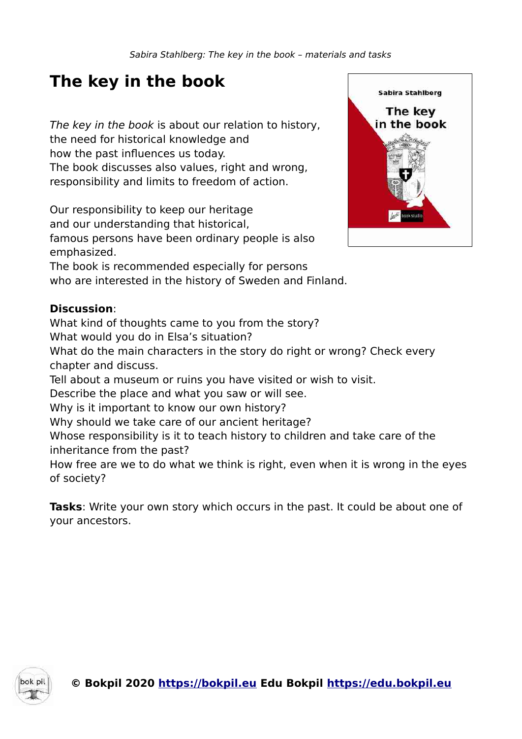# The key in the book

*The key in the book* is about our relation to history, the need for historical knowledge and how the past influences us today.
The book discusses also values, right and wrong, responsibility and limits to freedom of action.

Our responsibility to keep our heritage and our understanding that historical, famous persons have been ordinary people is also emphasized.
The book is recommended especially for persons who are interested in the history of Sweden and Finland.

**Discussion**:
What kind of thoughts came to you from the story?
What would you do in Elsa's situation?
What do the main characters in the story do right or wrong? Check every chapter and discuss.
Tell about a museum or ruins you have visited or wish to visit.
Describe the place and what you saw or will see.
Why is it important to know our own history?
Why should we take care of our ancient heritage?
Whose responsibility is it to teach history to children and take care of the inheritance from the past?
How free are we to do what we think is right, even when it is wrong in the eyes of society?

**Tasks**: Write your own story which occurs in the past. It could be about one of your ancestors.

**© Bokpil 2020 [https://bokpil.eu](https://bokpil.eu) Edu Bokpil [https://edu.bokpil.eu](https://edu.bokpil.eu)**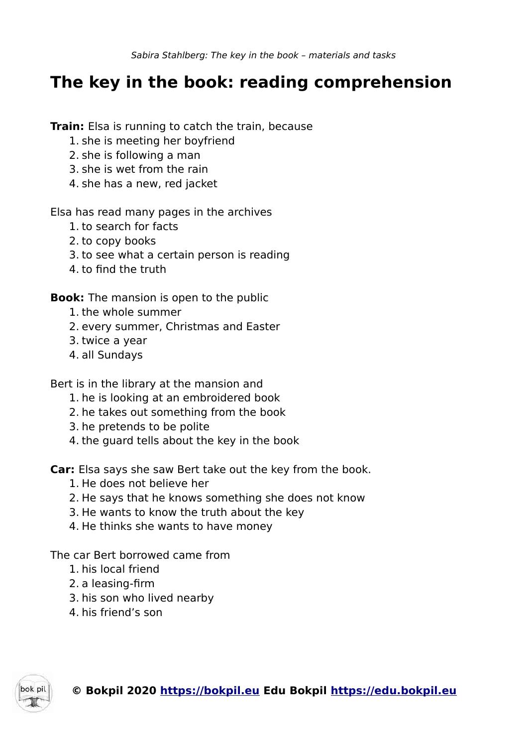# The key in the book: reading comprehension

**Train:** Elsa is running to catch the train, because

1. she is meeting her boyfriend
2. she is following a man
3. she is wet from the rain
4. she has a new, red jacket

Elsa has read many pages in the archives

1. to search for facts
2. to copy books
3. to see what a certain person is reading
4. to find the truth

**Book:** The mansion is open to the public

1. the whole summer
2. every summer, Christmas and Easter
3. twice a year
4. all Sundays

Bert is in the library at the mansion and

1. he is looking at an embroidered book
2. he takes out something from the book
3. he pretends to be polite
4. the guard tells about the key in the book

**Car:** Elsa says she saw Bert take out the key from the book.

1. He does not believe her
2. He says that he knows something she does not know
3. He wants to know the truth about the key
4. He thinks she wants to have money

The car Bert borrowed came from

1. his local friend
2. a leasing-firm
3. his son who lived nearby
4. his friend's son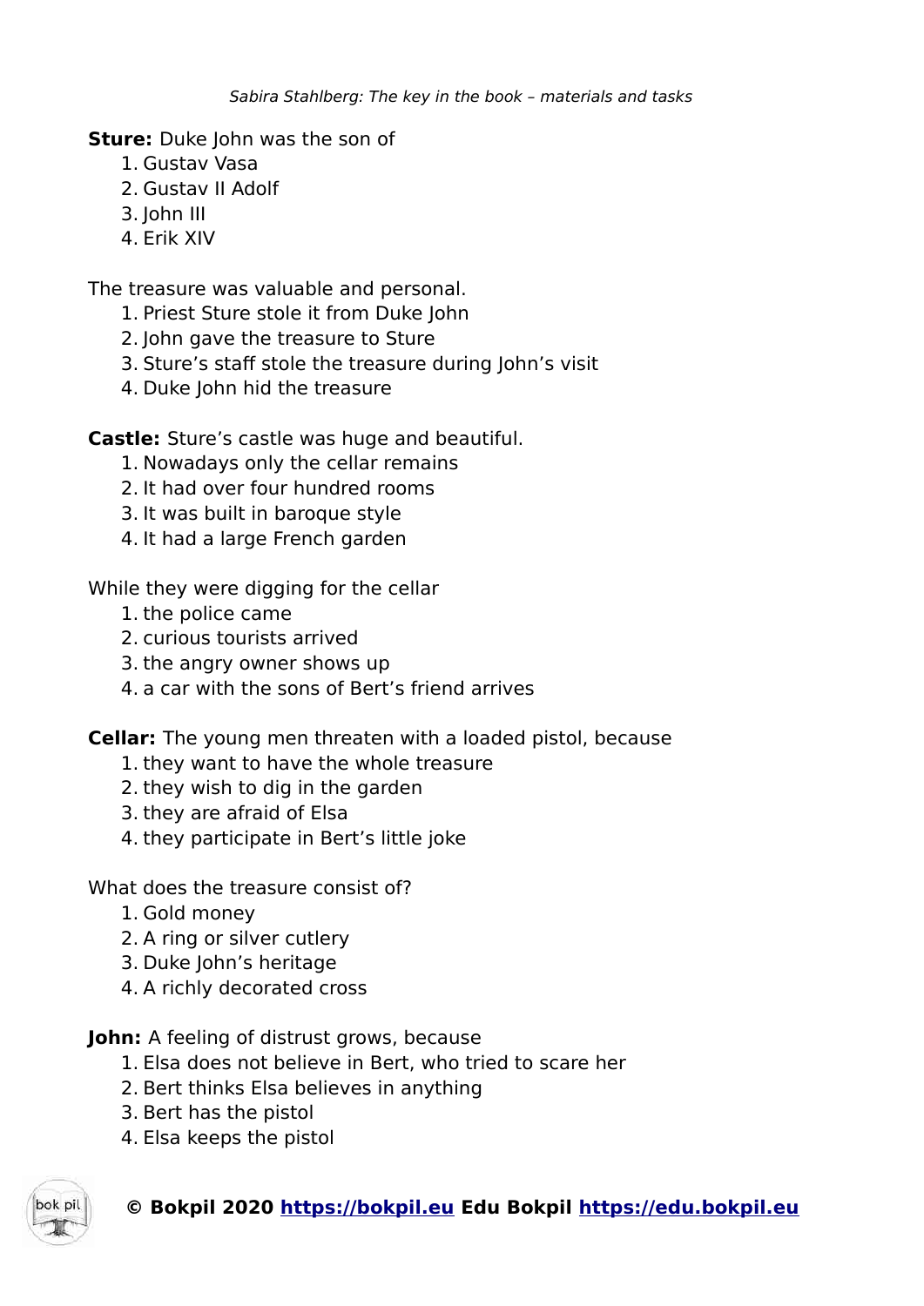**Sture:** Duke John was the son of

1. Gustav Vasa
2. Gustav II Adolf
3. John III
4. Erik XIV

The treasure was valuable and personal.

1. Priest Sture stole it from Duke John
2. John gave the treasure to Sture
3. Sture's staff stole the treasure during John's visit
4. Duke John hid the treasure

**Castle:** Sture's castle was huge and beautiful.

1. Nowadays only the cellar remains
2. It had over four hundred rooms
3. It was built in baroque style
4. It had a large French garden

While they were digging for the cellar

1. the police came
2. curious tourists arrived
3. the angry owner shows up
4. a car with the sons of Bert's friend arrives

**Cellar:** The young men threaten with a loaded pistol, because

1. they want to have the whole treasure
2. they wish to dig in the garden
3. they are afraid of Elsa
4. they participate in Bert's little joke

What does the treasure consist of?

1. Gold money
2. A ring or silver cutlery
3. Duke John's heritage
4. A richly decorated cross

**John:** A feeling of distrust grows, because

1. Elsa does not believe in Bert, who tried to scare her
2. Bert thinks Elsa believes in anything
3. Bert has the pistol
4. Elsa keeps the pistol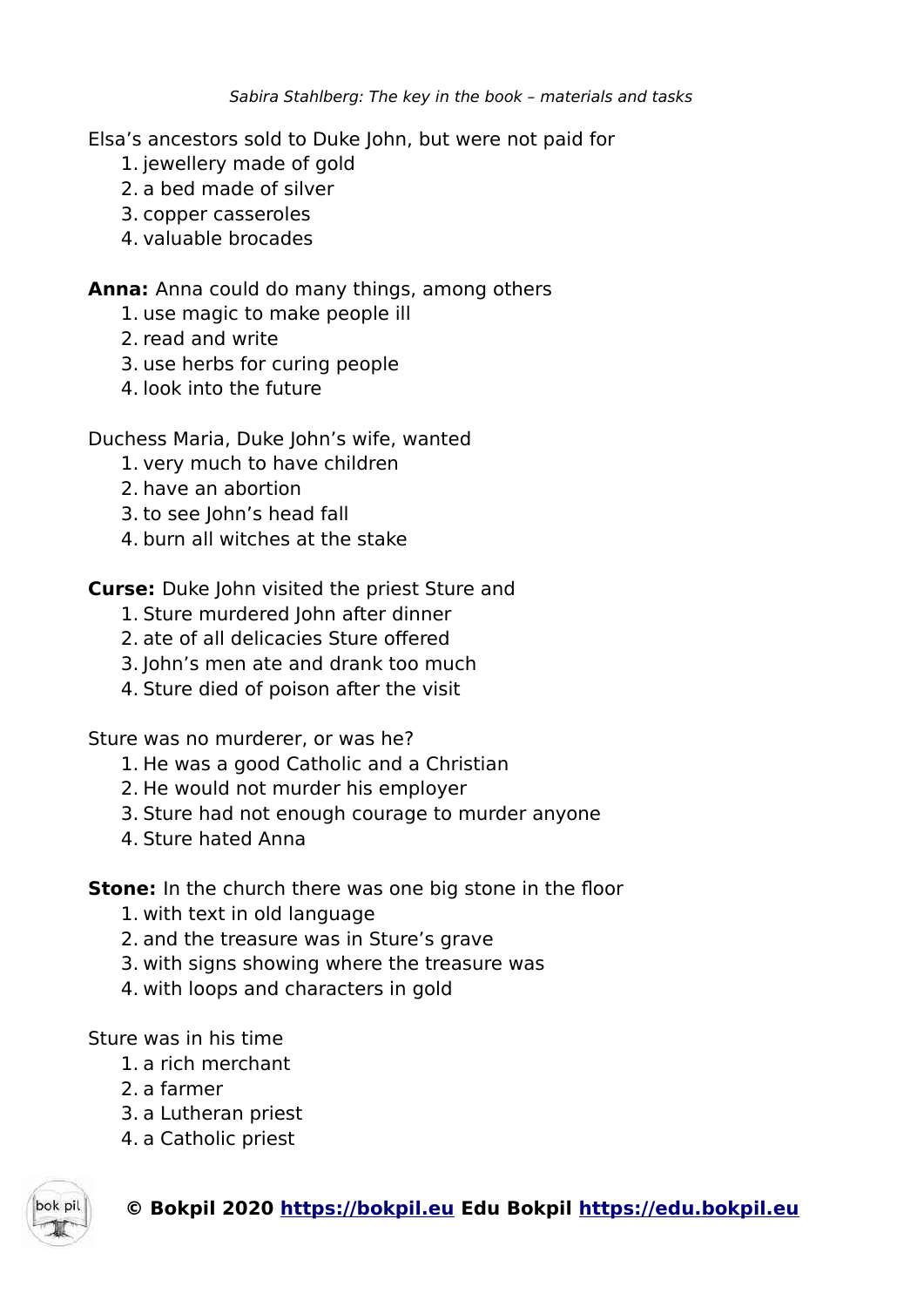Elsa's ancestors sold to Duke John, but were not paid for

1. jewellery made of gold
2. a bed made of silver
3. copper casseroles
4. valuable brocades

**Anna:** Anna could do many things, among others

1. use magic to make people ill
2. read and write
3. use herbs for curing people
4. look into the future

Duchess Maria, Duke John's wife, wanted

1. very much to have children
2. have an abortion
3. to see John's head fall
4. burn all witches at the stake

**Curse:** Duke John visited the priest Sture and

1. Sture murdered John after dinner
2. ate of all delicacies Sture offered
3. John's men ate and drank too much
4. Sture died of poison after the visit

Sture was no murderer, or was he?

1. He was a good Catholic and a Christian
2. He would not murder his employer
3. Sture had not enough courage to murder anyone
4. Sture hated Anna

**Stone:** In the church there was one big stone in the floor

1. with text in old language
2. and the treasure was in Sture's grave
3. with signs showing where the treasure was
4. with loops and characters in gold

Sture was in his time

1. a rich merchant
2. a farmer
3. a Lutheran priest
4. a Catholic priest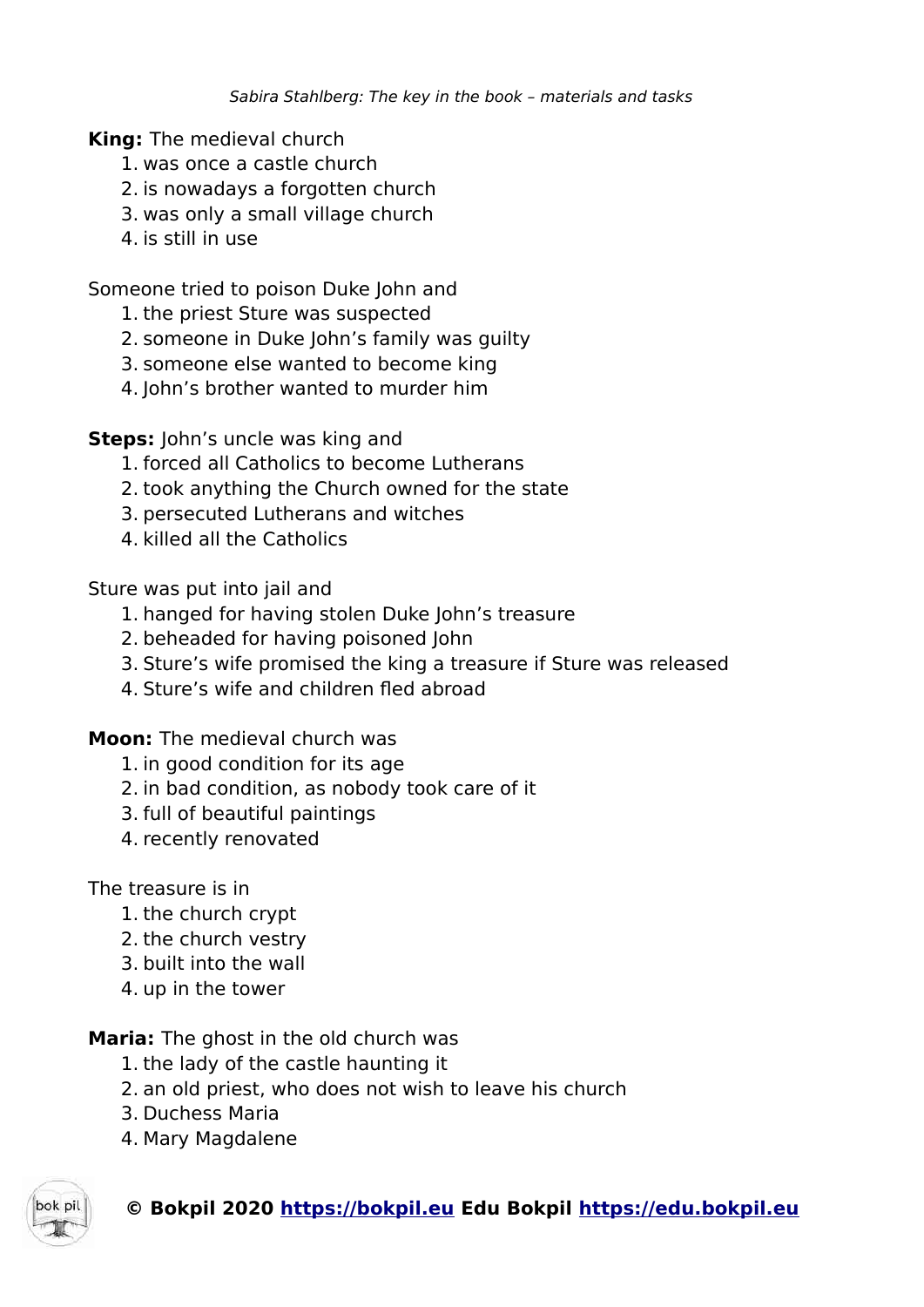**King:** The medieval church

1. was once a castle church
2. is nowadays a forgotten church
3. was only a small village church
4. is still in use

Someone tried to poison Duke John and

1. the priest Sture was suspected
2. someone in Duke John's family was guilty
3. someone else wanted to become king
4. John's brother wanted to murder him

**Steps:** John's uncle was king and

1. forced all Catholics to become Lutherans
2. took anything the Church owned for the state
3. persecuted Lutherans and witches
4. killed all the Catholics

Sture was put into jail and

1. hanged for having stolen Duke John's treasure
2. beheaded for having poisoned John
3. Sture's wife promised the king a treasure if Sture was released
4. Sture's wife and children fled abroad

**Moon:** The medieval church was

1. in good condition for its age
2. in bad condition, as nobody took care of it
3. full of beautiful paintings
4. recently renovated

The treasure is in

1. the church crypt
2. the church vestry
3. built into the wall
4. up in the tower

**Maria:** The ghost in the old church was

1. the lady of the castle haunting it
2. an old priest, who does not wish to leave his church
3. Duchess Maria
4. Mary Magdalene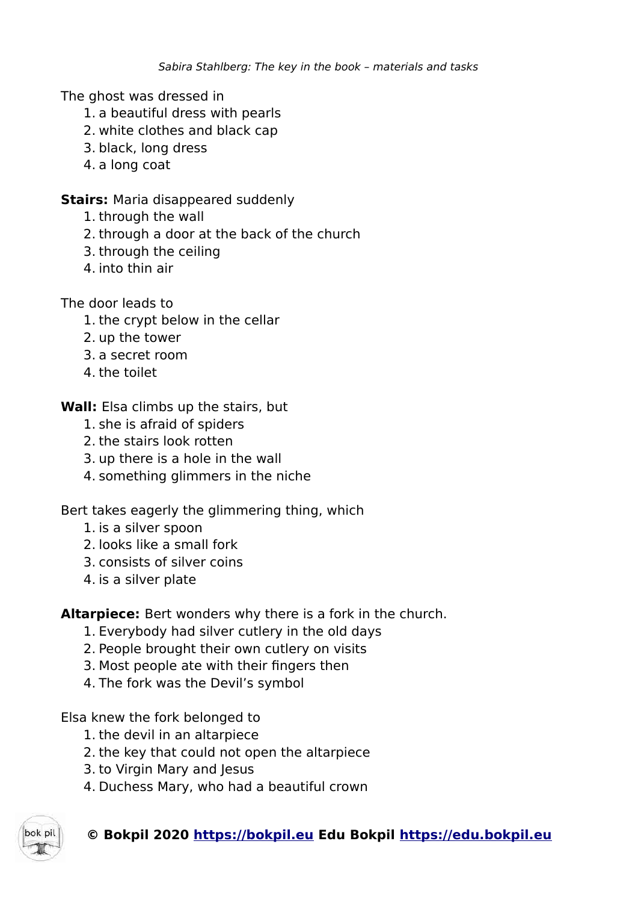The ghost was dressed in

1. a beautiful dress with pearls
2. white clothes and black cap
3. black, long dress
4. a long coat

**Stairs:** Maria disappeared suddenly

1. through the wall
2. through a door at the back of the church
3. through the ceiling
4. into thin air

The door leads to

1. the crypt below in the cellar
2. up the tower
3. a secret room
4. the toilet

**Wall:** Elsa climbs up the stairs, but

1. she is afraid of spiders
2. the stairs look rotten
3. up there is a hole in the wall
4. something glimmers in the niche

Bert takes eagerly the glimmering thing, which

1. is a silver spoon
2. looks like a small fork
3. consists of silver coins
4. is a silver plate

**Altarpiece:** Bert wonders why there is a fork in the church.

1. Everybody had silver cutlery in the old days
2. People brought their own cutlery on visits
3. Most people ate with their fingers then
4. The fork was the Devil's symbol

Elsa knew the fork belonged to

1. the devil in an altarpiece
2. the key that could not open the altarpiece
3. to Virgin Mary and Jesus
4. Duchess Mary, who had a beautiful crown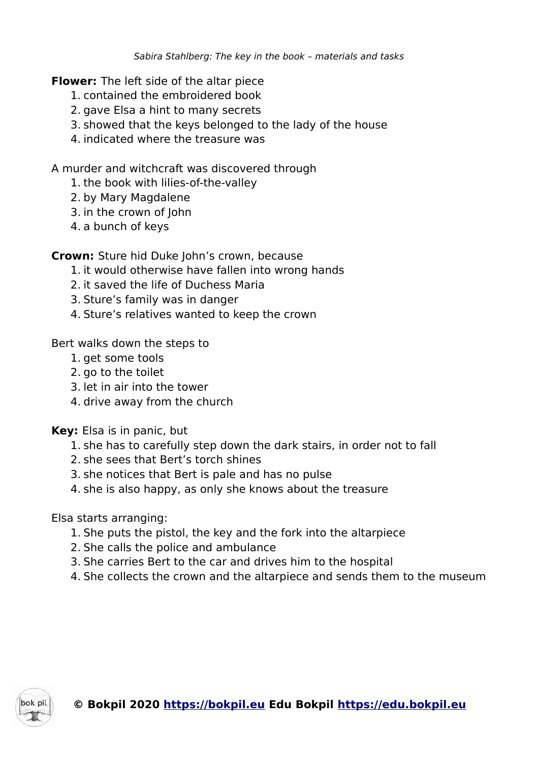**Flower:** The left side of the altar piece

1. contained the embroidered book
2. gave Elsa a hint to many secrets
3. showed that the keys belonged to the lady of the house
4. indicated where the treasure was

A murder and witchcraft was discovered through

1. the book with lilies-of-the-valley
2. by Mary Magdalene
3. in the crown of John
4. a bunch of keys

**Crown:** Sture hid Duke John's crown, because

1. it would otherwise have fallen into wrong hands
2. it saved the life of Duchess Maria
3. Sture's family was in danger
4. Sture's relatives wanted to keep the crown

Bert walks down the steps to

1. get some tools
2. go to the toilet
3. let in air into the tower
4. drive away from the church

**Key:** Elsa is in panic, but

1. she has to carefully step down the dark stairs, in order not to fall
2. she sees that Bert's torch shines
3. she notices that Bert is pale and has no pulse
4. she is also happy, as only she knows about the treasure

Elsa starts arranging:

1. She puts the pistol, the key and the fork into the altarpiece
2. She calls the police and ambulance
3. She carries Bert to the car and drives him to the hospital
4. She collects the crown and the altarpiece and sends them to the museum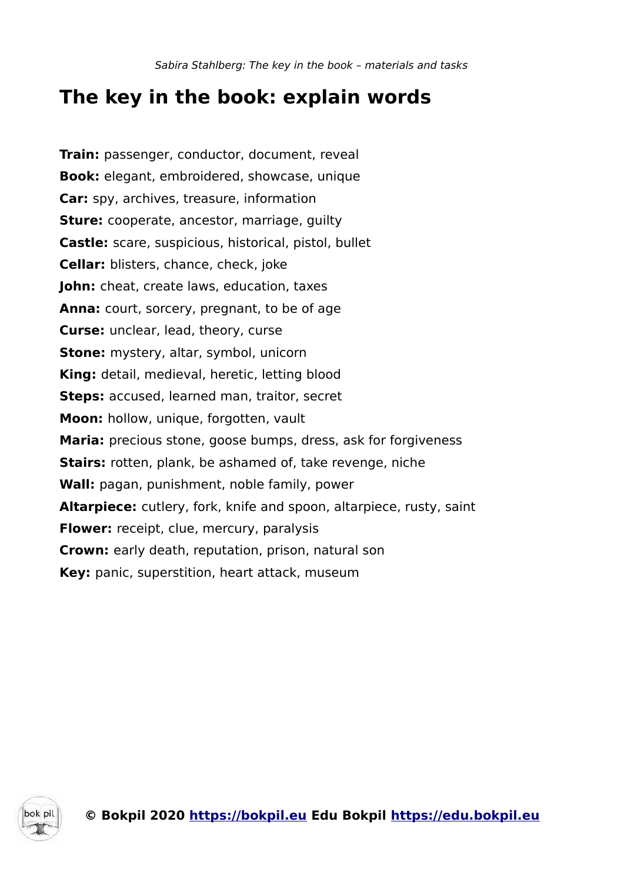# The key in the book: explain words

**Train:** passenger, conductor, document, reveal
**Book:** elegant, embroidered, showcase, unique
**Car:** spy, archives, treasure, information
**Sture:** cooperate, ancestor, marriage, guilty
**Castle:** scare, suspicious, historical, pistol, bullet
**Cellar:** blisters, chance, check, joke
**John:** cheat, create laws, education, taxes
**Anna:** court, sorcery, pregnant, to be of age
**Curse:** unclear, lead, theory, curse
**Stone:** mystery, altar, symbol, unicorn
**King:** detail, medieval, heretic, letting blood
**Steps:** accused, learned man, traitor, secret
**Moon:** hollow, unique, forgotten, vault
**Maria:** precious stone, goose bumps, dress, ask for forgiveness
**Stairs:** rotten, plank, be ashamed of, take revenge, niche
**Wall:** pagan, punishment, noble family, power
**Altarpiece:** cutlery, fork, knife and spoon, altarpiece, rusty, saint
**Flower:** receipt, clue, mercury, paralysis
**Crown:** early death, reputation, prison, natural son
**Key:** panic, superstition, heart attack, museum